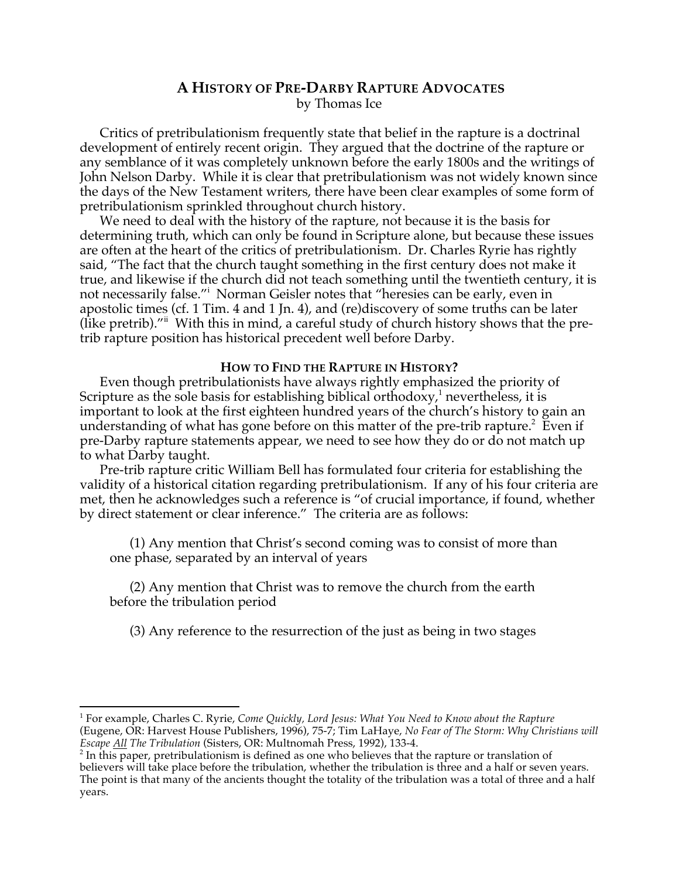# A History of Pre-Darby Rapture Advocates

by Thomas Ice

Critics of pretribulationism frequently state that belief in the rapture is a doctrinal development of entirely recent origin. They argued that the doctrine of the rapture or any semblance of it was completely unknown before the early 1800s and the writings of John Nelson Darby. While it is clear that pretribulationism was not widely known since the days of the New Testament writers, there have been clear examples of some form of pretribulationism sprinkled throughout church history.

We need to deal with the history of the rapture, not because it is the basis for determining truth, which can only be found in Scripture alone, but because these issues are often at the heart of the critics of pretribulationism. Dr. Charles Ryrie has rightly said, "The fact that the church taught something in the first century does not make it true, and likewise if the church did not teach something until the twentieth century, it is not necessarily false."[i] Norman Geisler notes that "heresies can be early, even in apostolic times (cf. 1 Tim. 4 and 1 Jn. 4), and (re)discovery of some truths can be later (like pretrib)."[ii] With this in mind, a careful study of church history shows that the pre-trib rapture position has historical precedent well before Darby.

## How to Find the Rapture in History?

Even though pretribulationists have always rightly emphasized the priority of Scripture as the sole basis for establishing biblical orthodoxy,[1] nevertheless, it is important to look at the first eighteen hundred years of the church's history to gain an understanding of what has gone before on this matter of the pre-trib rapture.[2] Even if pre-Darby rapture statements appear, we need to see how they do or do not match up to what Darby taught.

Pre-trib rapture critic William Bell has formulated four criteria for establishing the validity of a historical citation regarding pretribulationism. If any of his four criteria are met, then he acknowledges such a reference is "of crucial importance, if found, whether by direct statement or clear inference." The criteria are as follows:

(1) Any mention that Christ's second coming was to consist of more than one phase, separated by an interval of years

(2) Any mention that Christ was to remove the church from the earth before the tribulation period

(3) Any reference to the resurrection of the just as being in two stages

---

[1] For example, Charles C. Ryrie, *Come Quickly, Lord Jesus: What You Need to Know about the Rapture* (Eugene, OR: Harvest House Publishers, 1996), 75-7; Tim LaHaye, *No Fear of The Storm: Why Christians will Escape <u>All</u> The Tribulation* (Sisters, OR: Multnomah Press, 1992), 133-4.

[2] In this paper, pretribulationism is defined as one who believes that the rapture or translation of believers will take place before the tribulation, whether the tribulation is three and a half or seven years. The point is that many of the ancients thought the totality of the tribulation was a total of three and a half years.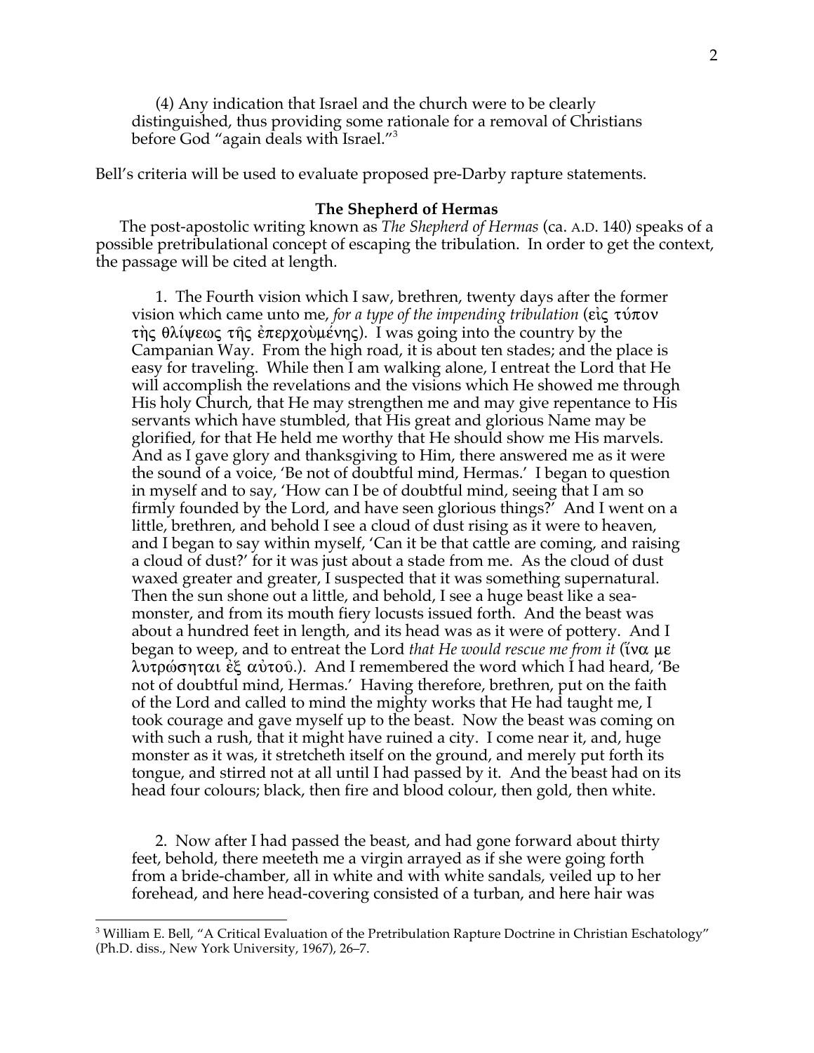(4) Any indication that Israel and the church were to be clearly distinguished, thus providing some rationale for a removal of Christians before God "again deals with Israel."[3]

Bell's criteria will be used to evaluate proposed pre-Darby rapture statements.

### The Shepherd of Hermas

The post-apostolic writing known as *The Shepherd of Hermas* (ca. A.D. 140) speaks of a possible pretribulational concept of escaping the tribulation. In order to get the context, the passage will be cited at length.

> 1. The Fourth vision which I saw, brethren, twenty days after the former vision which came unto me, *for a type of the impending tribulation* (εἰς τύπον τῆς θλίψεως τῆς ἐπερχοὺμένης). I was going into the country by the Campanian Way. From the high road, it is about ten stades; and the place is easy for traveling. While then I am walking alone, I entreat the Lord that He will accomplish the revelations and the visions which He showed me through His holy Church, that He may strengthen me and may give repentance to His servants which have stumbled, that His great and glorious Name may be glorified, for that He held me worthy that He should show me His marvels. And as I gave glory and thanksgiving to Him, there answered me as it were the sound of a voice, 'Be not of doubtful mind, Hermas.' I began to question in myself and to say, 'How can I be of doubtful mind, seeing that I am so firmly founded by the Lord, and have seen glorious things?' And I went on a little, brethren, and behold I see a cloud of dust rising as it were to heaven, and I began to say within myself, 'Can it be that cattle are coming, and raising a cloud of dust?' for it was just about a stade from me. As the cloud of dust waxed greater and greater, I suspected that it was something supernatural. Then the sun shone out a little, and behold, I see a huge beast like a sea-monster, and from its mouth fiery locusts issued forth. And the beast was about a hundred feet in length, and its head was as it were of pottery. And I began to weep, and to entreat the Lord *that He would rescue me from it* (ἵνα με λυτρώσηται ἐξ αὐτοῦ.). And I remembered the word which I had heard, 'Be not of doubtful mind, Hermas.' Having therefore, brethren, put on the faith of the Lord and called to mind the mighty works that He had taught me, I took courage and gave myself up to the beast. Now the beast was coming on with such a rush, that it might have ruined a city. I come near it, and, huge monster as it was, it stretcheth itself on the ground, and merely put forth its tongue, and stirred not at all until I had passed by it. And the beast had on its head four colours; black, then fire and blood colour, then gold, then white.
>
> 2. Now after I had passed the beast, and had gone forward about thirty feet, behold, there meeteth me a virgin arrayed as if she were going forth from a bride-chamber, all in white and with white sandals, veiled up to her forehead, and here head-covering consisted of a turban, and here hair was

[3] William E. Bell, "A Critical Evaluation of the Pretribulation Rapture Doctrine in Christian Eschatology" (Ph.D. diss., New York University, 1967), 26–7.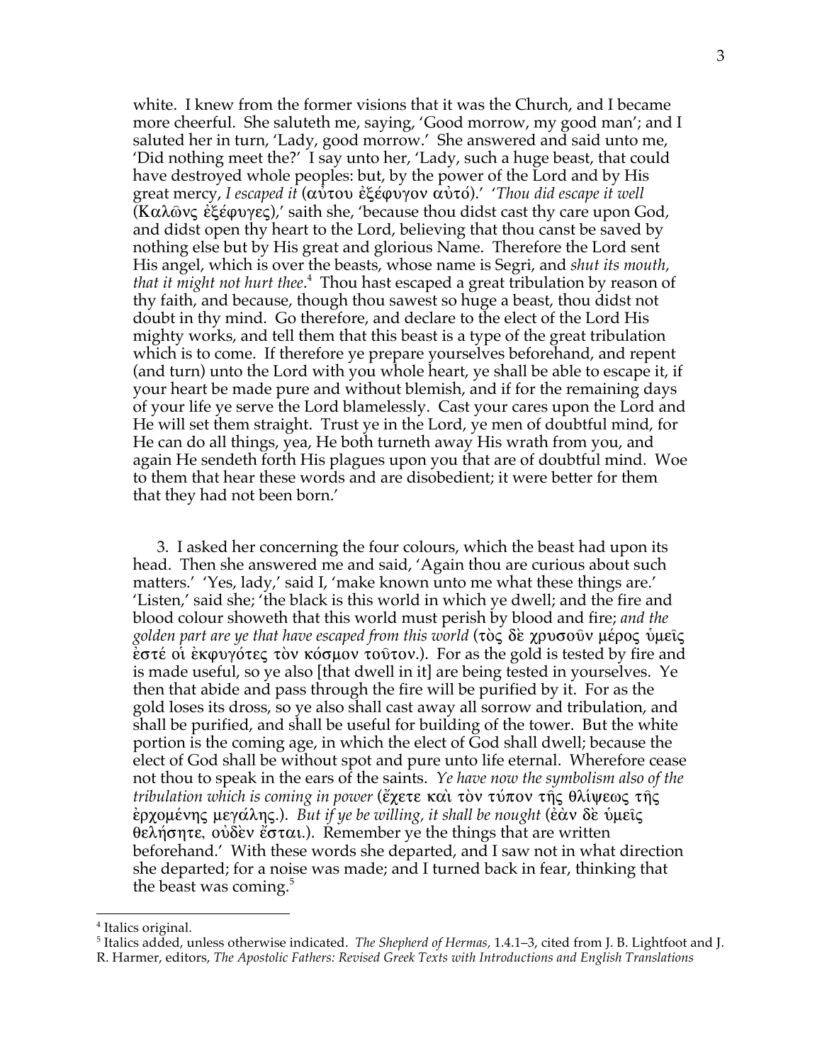white. I knew from the former visions that it was the Church, and I became more cheerful. She saluteth me, saying, 'Good morrow, my good man'; and I saluted her in turn, 'Lady, good morrow.' She answered and said unto me, 'Did nothing meet the?' I say unto her, 'Lady, such a huge beast, that could have destroyed whole peoples: but, by the power of the Lord and by His great mercy, *I escaped it* (αὔτου ἐξέφυγον αὐτό).' '*Thou did escape it well* (Καλῶνς ἐξέφυγες),' saith she, 'because thou didst cast thy care upon God, and didst open thy heart to the Lord, believing that thou canst be saved by nothing else but by His great and glorious Name. Therefore the Lord sent His angel, which is over the beasts, whose name is Segri, and *shut its mouth, that it might not hurt thee*.[4] Thou hast escaped a great tribulation by reason of thy faith, and because, though thou sawest so huge a beast, thou didst not doubt in thy mind. Go therefore, and declare to the elect of the Lord His mighty works, and tell them that this beast is a type of the great tribulation which is to come. If therefore ye prepare yourselves beforehand, and repent (and turn) unto the Lord with you whole heart, ye shall be able to escape it, if your heart be made pure and without blemish, and if for the remaining days of your life ye serve the Lord blamelessly. Cast your cares upon the Lord and He will set them straight. Trust ye in the Lord, ye men of doubtful mind, for He can do all things, yea, He both turneth away His wrath from you, and again He sendeth forth His plagues upon you that are of doubtful mind. Woe to them that hear these words and are disobedient; it were better for them that they had not been born.'

3. I asked her concerning the four colours, which the beast had upon its head. Then she answered me and said, 'Again thou are curious about such matters.' 'Yes, lady,' said I, 'make known unto me what these things are.' 'Listen,' said she; 'the black is this world in which ye dwell; and the fire and blood colour showeth that this world must perish by blood and fire; *and the golden part are ye that have escaped from this world* (τὸς δὲ χρυσοῦν μέρος ὑμεῖς ἐστέ οἱ ἐκφυγότες τὸν κόσμον τοῦτον.). For as the gold is tested by fire and is made useful, so ye also [that dwell in it] are being tested in yourselves. Ye then that abide and pass through the fire will be purified by it. For as the gold loses its dross, so ye also shall cast away all sorrow and tribulation, and shall be purified, and shall be useful for building of the tower. But the white portion is the coming age, in which the elect of God shall dwell; because the elect of God shall be without spot and pure unto life eternal. Wherefore cease not thou to speak in the ears of the saints. *Ye have now the symbolism also of the tribulation which is coming in power* (ἔχετε καὶ τὸν τύπον τῆς θλίψεως τῆς ἐρχομένης μεγάλης.). *But if ye be willing, it shall be nought* (ἐὰν δὲ ὑμεῖς θελήσητε, οὐδὲν ἔσται.). Remember ye the things that are written beforehand.' With these words she departed, and I saw not in what direction she departed; for a noise was made; and I turned back in fear, thinking that the beast was coming.[5]

---

[4] Italics original.

[5] Italics added, unless otherwise indicated. *The Shepherd of Hermas,* 1.4.1–3, cited from J. B. Lightfoot and J. R. Harmer, editors, *The Apostolic Fathers: Revised Greek Texts with Introductions and English Translations*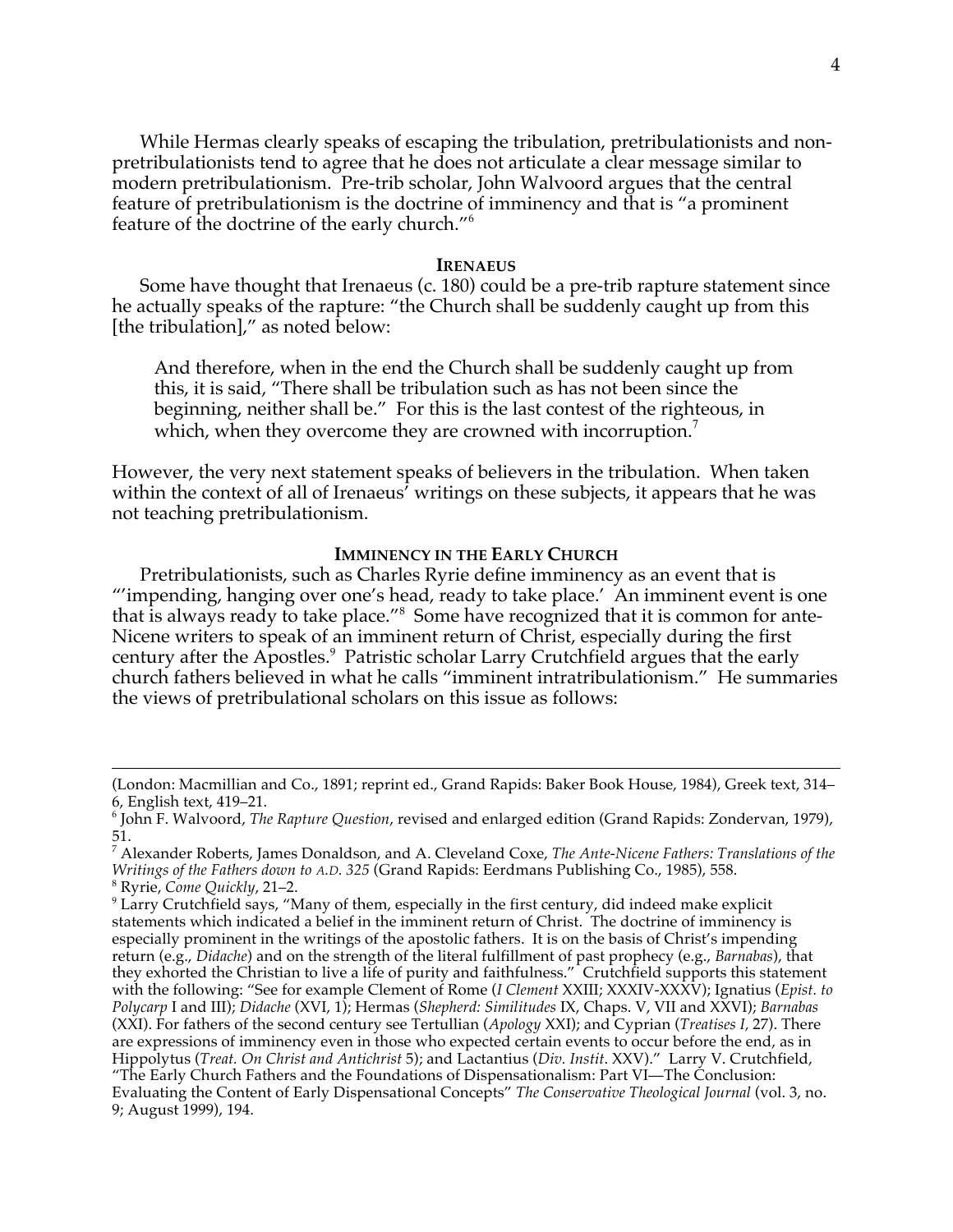While Hermas clearly speaks of escaping the tribulation, pretribulationists and non-pretribulationists tend to agree that he does not articulate a clear message similar to modern pretribulationism. Pre-trib scholar, John Walvoord argues that the central feature of pretribulationism is the doctrine of imminency and that is "a prominent feature of the doctrine of the early church."[6]

### IRENAEUS

Some have thought that Irenaeus (c. 180) could be a pre-trib rapture statement since he actually speaks of the rapture: "the Church shall be suddenly caught up from this [the tribulation]," as noted below:

> And therefore, when in the end the Church shall be suddenly caught up from this, it is said, "There shall be tribulation such as has not been since the beginning, neither shall be." For this is the last contest of the righteous, in which, when they overcome they are crowned with incorruption.[7]

However, the very next statement speaks of believers in the tribulation. When taken within the context of all of Irenaeus' writings on these subjects, it appears that he was not teaching pretribulationism.

### IMMINENCY IN THE EARLY CHURCH

Pretribulationists, such as Charles Ryrie define imminency as an event that is "'impending, hanging over one's head, ready to take place.' An imminent event is one that is always ready to take place."[8] Some have recognized that it is common for ante-Nicene writers to speak of an imminent return of Christ, especially during the first century after the Apostles.[9] Patristic scholar Larry Crutchfield argues that the early church fathers believed in what he calls "imminent intratribulationism." He summaries the views of pretribulational scholars on this issue as follows:

---

(London: Macmillian and Co., 1891; reprint ed., Grand Rapids: Baker Book House, 1984), Greek text, 314–6, English text, 419–21.

[6] John F. Walvoord, *The Rapture Question*, revised and enlarged edition (Grand Rapids: Zondervan, 1979), 51.

[7] Alexander Roberts, James Donaldson, and A. Cleveland Coxe, *The Ante-Nicene Fathers: Translations of the Writings of the Fathers down to A.D. 325* (Grand Rapids: Eerdmans Publishing Co., 1985), 558.

[8] Ryrie, *Come Quickly*, 21–2.

[9] Larry Crutchfield says, "Many of them, especially in the first century, did indeed make explicit statements which indicated a belief in the imminent return of Christ. The doctrine of imminency is especially prominent in the writings of the apostolic fathers. It is on the basis of Christ's impending return (e.g., *Didache*) and on the strength of the literal fulfillment of past prophecy (e.g., *Barnabas*), that they exhorted the Christian to live a life of purity and faithfulness." Crutchfield supports this statement with the following: "See for example Clement of Rome (*I Clement* XXIII; XXXIV-XXXV); Ignatius (*Epist. to Polycarp* I and III); *Didache* (XVI, 1); Hermas (*Shepherd: Similitudes* IX, Chaps. V, VII and XXVI); *Barnabas* (XXI). For fathers of the second century see Tertullian (*Apology* XXI); and Cyprian (*Treatises I,* 27). There are expressions of imminency even in those who expected certain events to occur before the end, as in Hippolytus (*Treat. On Christ and Antichrist* 5); and Lactantius (*Div. Instit*. XXV)." Larry V. Crutchfield, "The Early Church Fathers and the Foundations of Dispensationalism: Part VI—The Conclusion: Evaluating the Content of Early Dispensational Concepts" *The Conservative Theological Journal* (vol. 3, no. 9; August 1999), 194.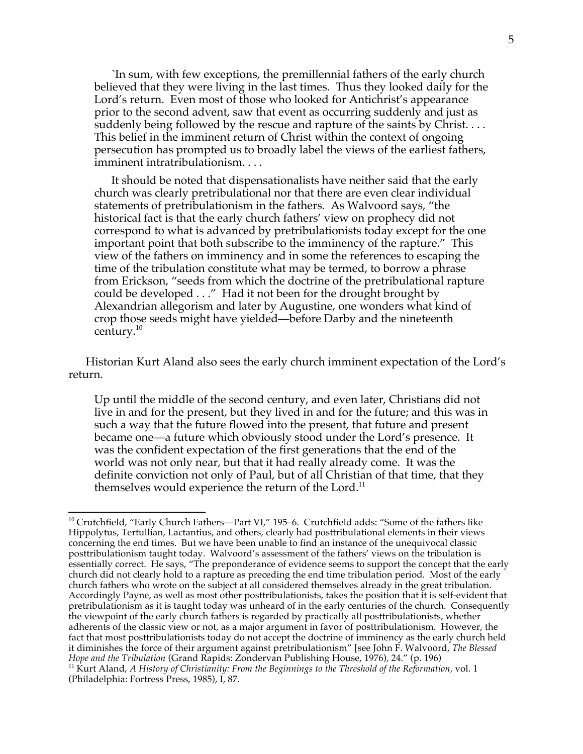> `In sum, with few exceptions, the premillennial fathers of the early church believed that they were living in the last times. Thus they looked daily for the Lord's return. Even most of those who looked for Antichrist's appearance prior to the second advent, saw that event as occurring suddenly and just as suddenly being followed by the rescue and rapture of the saints by Christ. . . . This belief in the imminent return of Christ within the context of ongoing persecution has prompted us to broadly label the views of the earliest fathers, imminent intratribulationism. . . .
>
> It should be noted that dispensationalists have neither said that the early church was clearly pretribulational nor that there are even clear individual statements of pretribulationism in the fathers. As Walvoord says, "the historical fact is that the early church fathers' view on prophecy did not correspond to what is advanced by pretribulationists today except for the one important point that both subscribe to the imminency of the rapture." This view of the fathers on imminency and in some the references to escaping the time of the tribulation constitute what may be termed, to borrow a phrase from Erickson, "seeds from which the doctrine of the pretribulational rapture could be developed . . ." Had it not been for the drought brought by Alexandrian allegorism and later by Augustine, one wonders what kind of crop those seeds might have yielded—before Darby and the nineteenth century.[10]

Historian Kurt Aland also sees the early church imminent expectation of the Lord's return.

> Up until the middle of the second century, and even later, Christians did not live in and for the present, but they lived in and for the future; and this was in such a way that the future flowed into the present, that future and present became one—a future which obviously stood under the Lord's presence. It was the confident expectation of the first generations that the end of the world was not only near, but that it had really already come. It was the definite conviction not only of Paul, but of all Christian of that time, that they themselves would experience the return of the Lord.[11]

---

[10] Crutchfield, "Early Church Fathers—Part VI," 195–6. Crutchfield adds: "Some of the fathers like Hippolytus, Tertullian, Lactantius, and others, clearly had posttribulational elements in their views concerning the end times. But we have been unable to find an instance of the unequivocal classic posttribulationism taught today. Walvoord's assessment of the fathers' views on the tribulation is essentially correct. He says, "The preponderance of evidence seems to support the concept that the early church did not clearly hold to a rapture as preceding the end time tribulation period. Most of the early church fathers who wrote on the subject at all considered themselves already in the great tribulation. Accordingly Payne, as well as most other posttribulationists, takes the position that it is self-evident that pretribulationism as it is taught today was unheard of in the early centuries of the church. Consequently the viewpoint of the early church fathers is regarded by practically all posttribulationists, whether adherents of the classic view or not, as a major argument in favor of posttribulationism. However, the fact that most posttribulationists today do not accept the doctrine of imminency as the early church held it diminishes the force of their argument against pretribulationism" [see John F. Walvoord, *The Blessed Hope and the Tribulation* (Grand Rapids: Zondervan Publishing House, 1976), 24." (p. 196)

[11] Kurt Aland, *A History of Christianity: From the Beginnings to the Threshold of the Reformation*, vol. 1 (Philadelphia: Fortress Press, 1985), I, 87.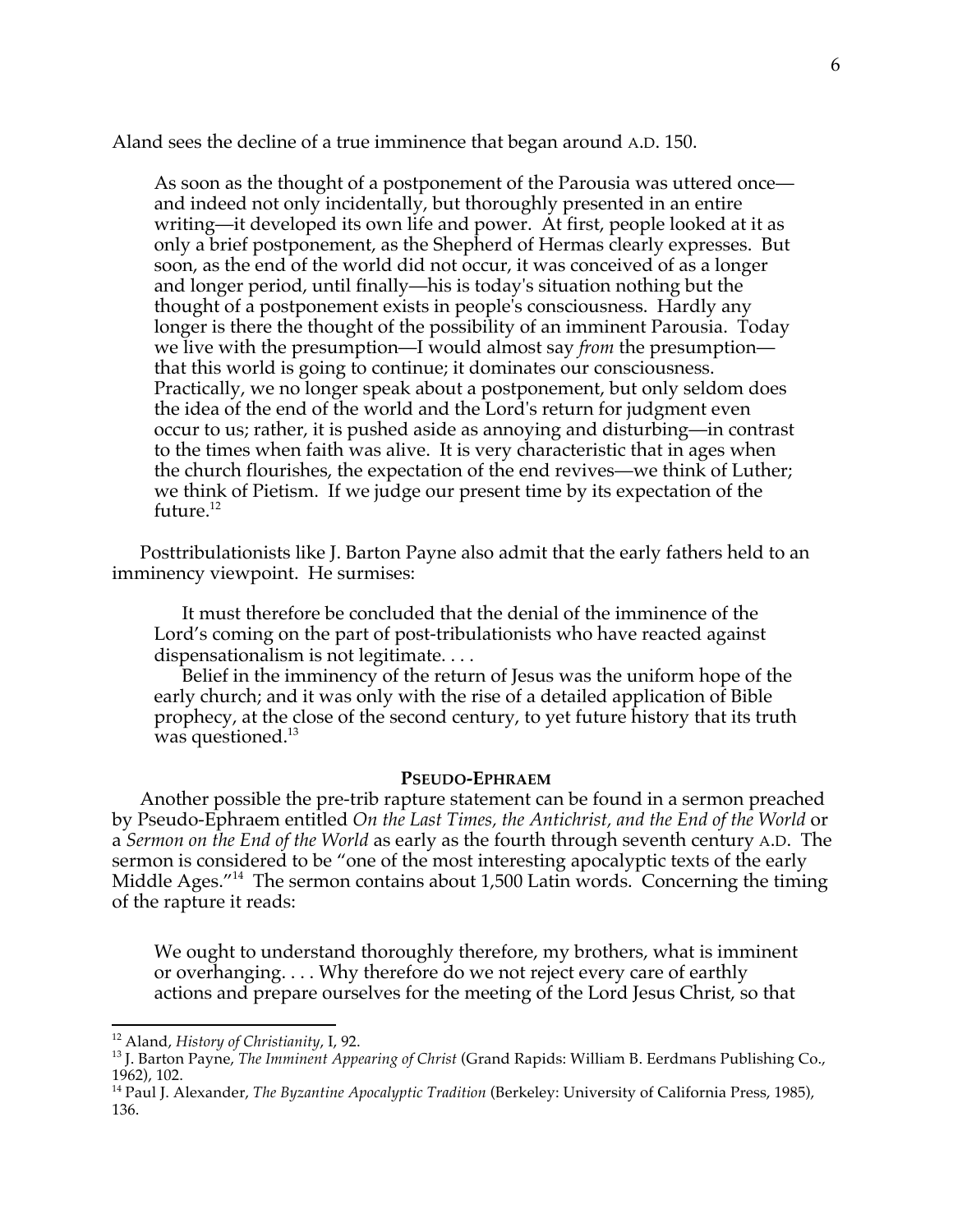Aland sees the decline of a true imminence that began around A.D. 150.

> As soon as the thought of a postponement of the Parousia was uttered once—and indeed not only incidentally, but thoroughly presented in an entire writing—it developed its own life and power. At first, people looked at it as only a brief postponement, as the Shepherd of Hermas clearly expresses. But soon, as the end of the world did not occur, it was conceived of as a longer and longer period, until finally—his is today's situation nothing but the thought of a postponement exists in people's consciousness. Hardly any longer is there the thought of the possibility of an imminent Parousia. Today we live with the presumption—I would almost say *from* the presumption—that this world is going to continue; it dominates our consciousness. Practically, we no longer speak about a postponement, but only seldom does the idea of the end of the world and the Lord's return for judgment even occur to us; rather, it is pushed aside as annoying and disturbing—in contrast to the times when faith was alive. It is very characteristic that in ages when the church flourishes, the expectation of the end revives—we think of Luther; we think of Pietism. If we judge our present time by its expectation of the future.[12]

Posttribulationists like J. Barton Payne also admit that the early fathers held to an imminency viewpoint. He surmises:

> It must therefore be concluded that the denial of the imminence of the Lord's coming on the part of post-tribulationists who have reacted against dispensationalism is not legitimate. . . .
>
> Belief in the imminency of the return of Jesus was the uniform hope of the early church; and it was only with the rise of a detailed application of Bible prophecy, at the close of the second century, to yet future history that its truth was questioned.[13]

## PSEUDO-EPHRAEM

Another possible the pre-trib rapture statement can be found in a sermon preached by Pseudo-Ephraem entitled *On the Last Times, the Antichrist, and the End of the World* or a *Sermon on the End of the World* as early as the fourth through seventh century A.D. The sermon is considered to be "one of the most interesting apocalyptic texts of the early Middle Ages."[14] The sermon contains about 1,500 Latin words. Concerning the timing of the rapture it reads:

> We ought to understand thoroughly therefore, my brothers, what is imminent or overhanging. . . . Why therefore do we not reject every care of earthly actions and prepare ourselves for the meeting of the Lord Jesus Christ, so that

---

[12] Aland, *History of Christianity*, I, 92.

[13] J. Barton Payne, *The Imminent Appearing of Christ* (Grand Rapids: William B. Eerdmans Publishing Co., 1962), 102.

[14] Paul J. Alexander, *The Byzantine Apocalyptic Tradition* (Berkeley: University of California Press, 1985), 136.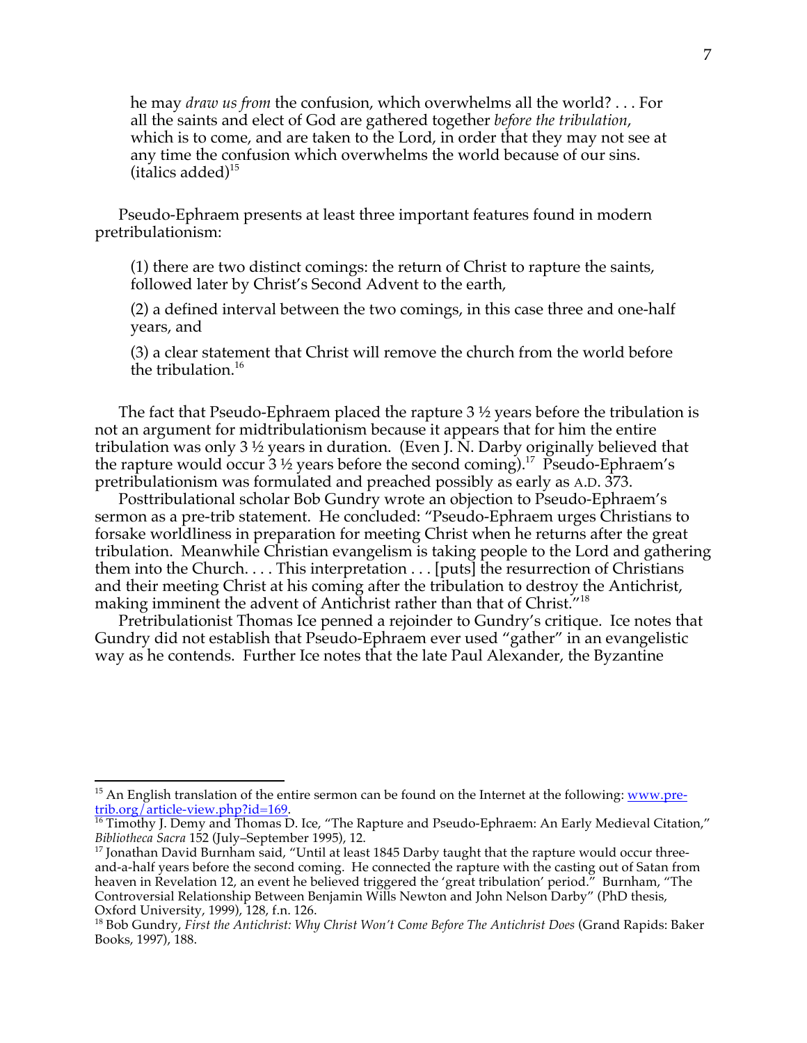> he may *draw us from* the confusion, which overwhelms all the world? . . . For all the saints and elect of God are gathered together *before the tribulation*, which is to come, and are taken to the Lord, in order that they may not see at any time the confusion which overwhelms the world because of our sins. (italics added)[15]

Pseudo-Ephraem presents at least three important features found in modern pretribulationism:

> (1) there are two distinct comings: the return of Christ to rapture the saints, followed later by Christ's Second Advent to the earth,
>
> (2) a defined interval between the two comings, in this case three and one-half years, and
>
> (3) a clear statement that Christ will remove the church from the world before the tribulation.[16]

The fact that Pseudo-Ephraem placed the rapture 3 ½ years before the tribulation is not an argument for midtribulationism because it appears that for him the entire tribulation was only 3 ½ years in duration. (Even J. N. Darby originally believed that the rapture would occur 3 ½ years before the second coming).[17] Pseudo-Ephraem's pretribulationism was formulated and preached possibly as early as A.D. 373.

Posttribulational scholar Bob Gundry wrote an objection to Pseudo-Ephraem's sermon as a pre-trib statement. He concluded: "Pseudo-Ephraem urges Christians to forsake worldliness in preparation for meeting Christ when he returns after the great tribulation. Meanwhile Christian evangelism is taking people to the Lord and gathering them into the Church. . . . This interpretation . . . [puts] the resurrection of Christians and their meeting Christ at his coming after the tribulation to destroy the Antichrist, making imminent the advent of Antichrist rather than that of Christ."[18]

Pretribulationist Thomas Ice penned a rejoinder to Gundry's critique. Ice notes that Gundry did not establish that Pseudo-Ephraem ever used "gather" in an evangelistic way as he contends. Further Ice notes that the late Paul Alexander, the Byzantine

---

[15] An English translation of the entire sermon can be found on the Internet at the following: www.pre-trib.org/article-view.php?id=169.

[16] Timothy J. Demy and Thomas D. Ice, "The Rapture and Pseudo-Ephraem: An Early Medieval Citation," *Bibliotheca Sacra* 152 (July–September 1995), 12.

[17] Jonathan David Burnham said, "Until at least 1845 Darby taught that the rapture would occur three-and-a-half years before the second coming. He connected the rapture with the casting out of Satan from heaven in Revelation 12, an event he believed triggered the 'great tribulation' period." Burnham, "The Controversial Relationship Between Benjamin Wills Newton and John Nelson Darby" (PhD thesis, Oxford University, 1999), 128, f.n. 126.

[18] Bob Gundry, *First the Antichrist: Why Christ Won't Come Before The Antichrist Does* (Grand Rapids: Baker Books, 1997), 188.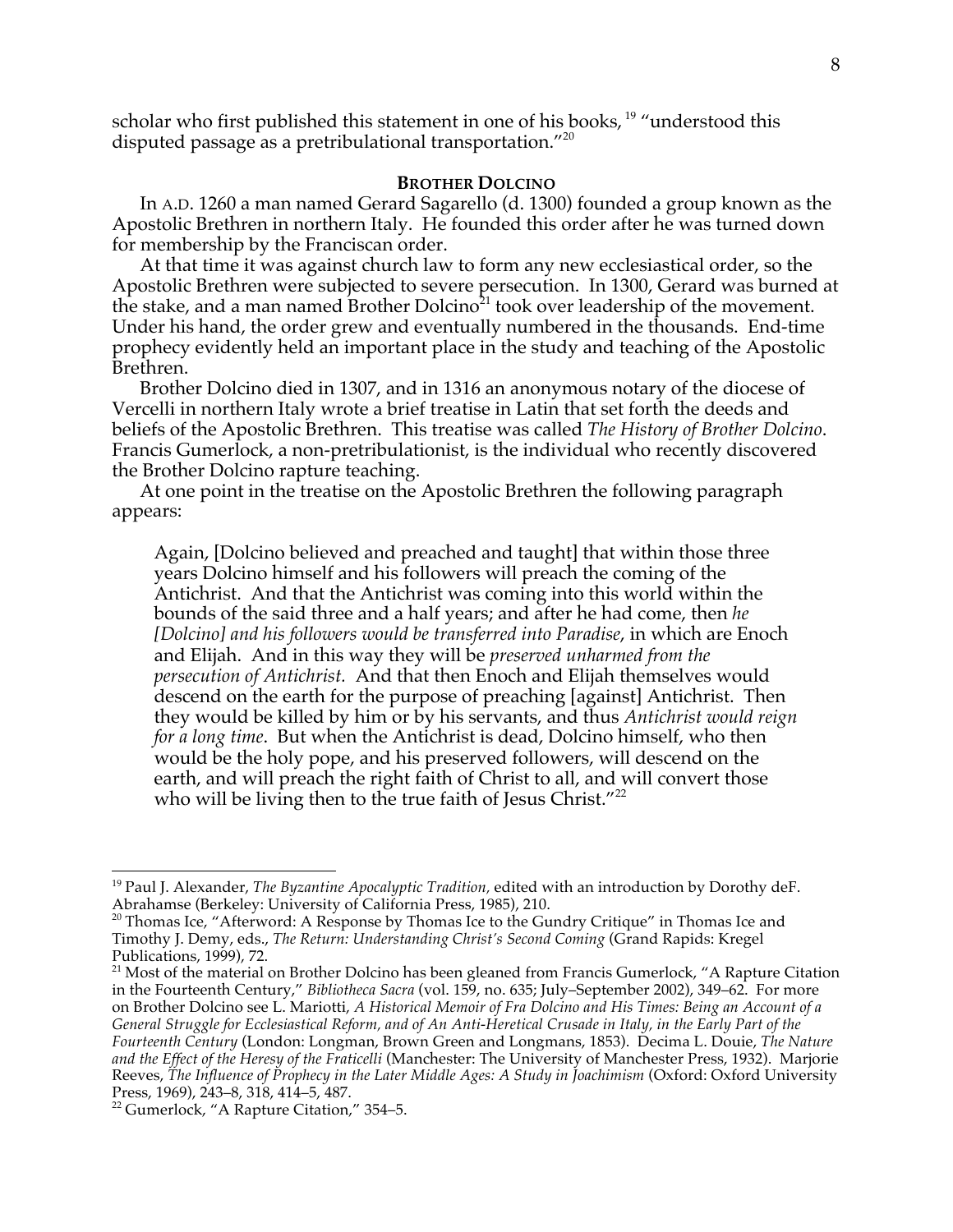scholar who first published this statement in one of his books, [19] "understood this disputed passage as a pretribulational transportation."[20]

## BROTHER DOLCINO

In A.D. 1260 a man named Gerard Sagarello (d. 1300) founded a group known as the Apostolic Brethren in northern Italy. He founded this order after he was turned down for membership by the Franciscan order.

At that time it was against church law to form any new ecclesiastical order, so the Apostolic Brethren were subjected to severe persecution. In 1300, Gerard was burned at the stake, and a man named Brother Dolcino[21] took over leadership of the movement. Under his hand, the order grew and eventually numbered in the thousands. End-time prophecy evidently held an important place in the study and teaching of the Apostolic Brethren.

Brother Dolcino died in 1307, and in 1316 an anonymous notary of the diocese of Vercelli in northern Italy wrote a brief treatise in Latin that set forth the deeds and beliefs of the Apostolic Brethren. This treatise was called *The History of Brother Dolcino*. Francis Gumerlock, a non-pretribulationist, is the individual who recently discovered the Brother Dolcino rapture teaching.

At one point in the treatise on the Apostolic Brethren the following paragraph appears:

> Again, [Dolcino believed and preached and taught] that within those three years Dolcino himself and his followers will preach the coming of the Antichrist. And that the Antichrist was coming into this world within the bounds of the said three and a half years; and after he had come, then *he [Dolcino] and his followers would be transferred into Paradise*, in which are Enoch and Elijah. And in this way they will be *preserved unharmed from the persecution of Antichrist.* And that then Enoch and Elijah themselves would descend on the earth for the purpose of preaching [against] Antichrist. Then they would be killed by him or by his servants, and thus *Antichrist would reign for a long time*. But when the Antichrist is dead, Dolcino himself, who then would be the holy pope, and his preserved followers, will descend on the earth, and will preach the right faith of Christ to all, and will convert those who will be living then to the true faith of Jesus Christ."[22]

---

[19] Paul J. Alexander, *The Byzantine Apocalyptic Tradition,* edited with an introduction by Dorothy deF. Abrahamse (Berkeley: University of California Press, 1985), 210.

[20] Thomas Ice, "Afterword: A Response by Thomas Ice to the Gundry Critique" in Thomas Ice and Timothy J. Demy, eds., *The Return: Understanding Christ's Second Coming* (Grand Rapids: Kregel Publications, 1999), 72.

[21] Most of the material on Brother Dolcino has been gleaned from Francis Gumerlock, "A Rapture Citation in the Fourteenth Century," *Bibliotheca Sacra* (vol. 159, no. 635; July–September 2002), 349–62. For more on Brother Dolcino see L. Mariotti, *A Historical Memoir of Fra Dolcino and His Times: Being an Account of a General Struggle for Ecclesiastical Reform, and of An Anti-Heretical Crusade in Italy, in the Early Part of the Fourteenth Century* (London: Longman, Brown Green and Longmans, 1853). Decima L. Douie, *The Nature and the Effect of the Heresy of the Fraticelli* (Manchester: The University of Manchester Press, 1932). Marjorie Reeves, *The Influence of Prophecy in the Later Middle Ages: A Study in Joachimism* (Oxford: Oxford University Press, 1969), 243–8, 318, 414–5, 487.

[22] Gumerlock, "A Rapture Citation," 354–5.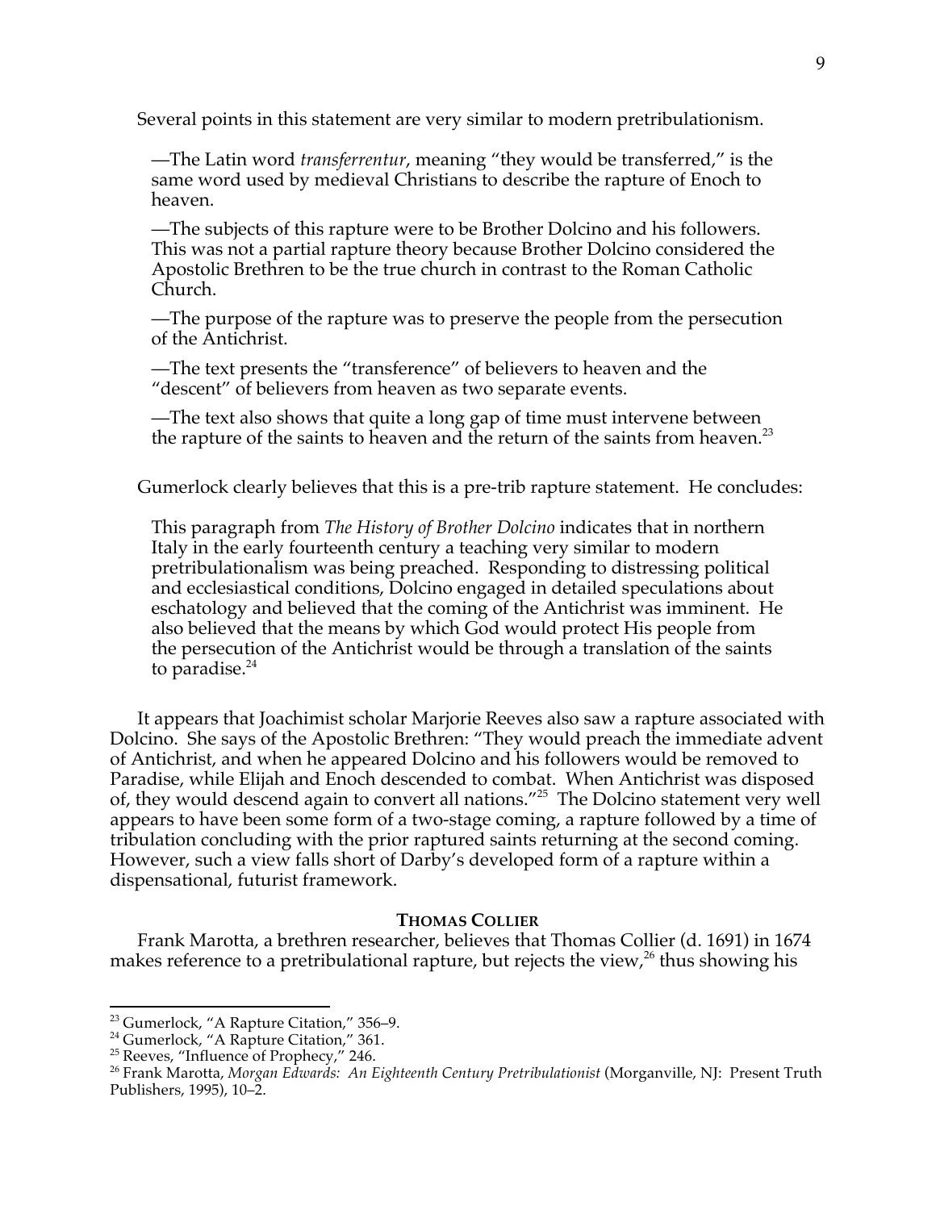Several points in this statement are very similar to modern pretribulationism.

> —The Latin word *transferrentur*, meaning "they would be transferred," is the same word used by medieval Christians to describe the rapture of Enoch to heaven.
>
> —The subjects of this rapture were to be Brother Dolcino and his followers. This was not a partial rapture theory because Brother Dolcino considered the Apostolic Brethren to be the true church in contrast to the Roman Catholic Church.
>
> —The purpose of the rapture was to preserve the people from the persecution of the Antichrist.
>
> —The text presents the "transference" of believers to heaven and the "descent" of believers from heaven as two separate events.
>
> —The text also shows that quite a long gap of time must intervene between the rapture of the saints to heaven and the return of the saints from heaven.[23]

Gumerlock clearly believes that this is a pre-trib rapture statement. He concludes:

> This paragraph from *The History of Brother Dolcino* indicates that in northern Italy in the early fourteenth century a teaching very similar to modern pretribulationalism was being preached. Responding to distressing political and ecclesiastical conditions, Dolcino engaged in detailed speculations about eschatology and believed that the coming of the Antichrist was imminent. He also believed that the means by which God would protect His people from the persecution of the Antichrist would be through a translation of the saints to paradise.[24]

It appears that Joachimist scholar Marjorie Reeves also saw a rapture associated with Dolcino. She says of the Apostolic Brethren: "They would preach the immediate advent of Antichrist, and when he appeared Dolcino and his followers would be removed to Paradise, while Elijah and Enoch descended to combat. When Antichrist was disposed of, they would descend again to convert all nations."[25] The Dolcino statement very well appears to have been some form of a two-stage coming, a rapture followed by a time of tribulation concluding with the prior raptured saints returning at the second coming. However, such a view falls short of Darby's developed form of a rapture within a dispensational, futurist framework.

## THOMAS COLLIER

Frank Marotta, a brethren researcher, believes that Thomas Collier (d. 1691) in 1674 makes reference to a pretribulational rapture, but rejects the view,[26] thus showing his

---

[23] Gumerlock, "A Rapture Citation," 356–9.

[24] Gumerlock, "A Rapture Citation," 361.

[25] Reeves, "Influence of Prophecy," 246.

[26] Frank Marotta, *Morgan Edwards: An Eighteenth Century Pretribulationist* (Morganville, NJ: Present Truth Publishers, 1995), 10–2.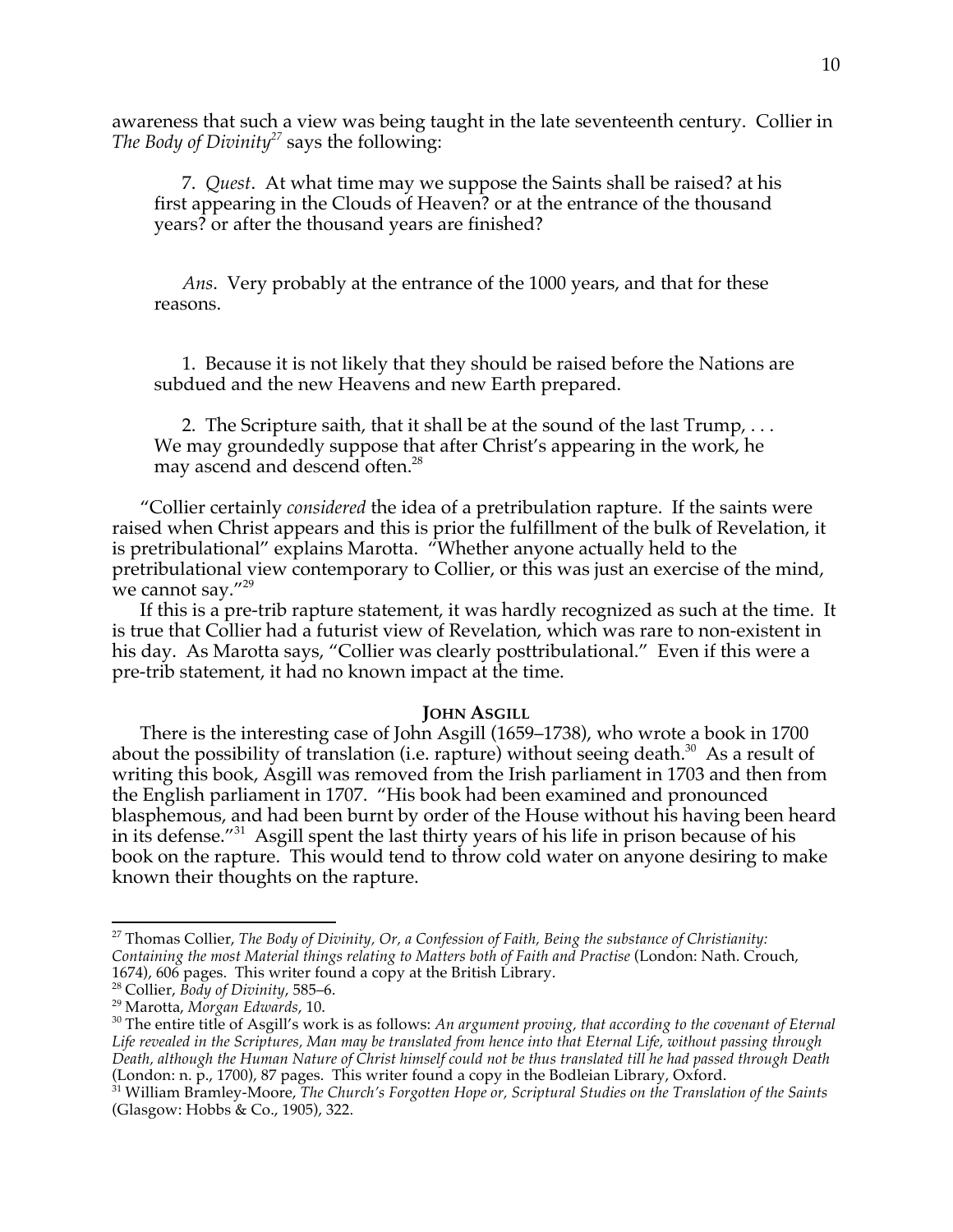awareness that such a view was being taught in the late seventeenth century. Collier in *The Body of Divinity*[27] says the following:

> 7. *Quest*. At what time may we suppose the Saints shall be raised? at his first appearing in the Clouds of Heaven? or at the entrance of the thousand years? or after the thousand years are finished?
>
> *Ans*. Very probably at the entrance of the 1000 years, and that for these reasons.
>
> 1. Because it is not likely that they should be raised before the Nations are subdued and the new Heavens and new Earth prepared.
>
> 2. The Scripture saith, that it shall be at the sound of the last Trump, . . . We may groundedly suppose that after Christ's appearing in the work, he may ascend and descend often.[28]

"Collier certainly *considered* the idea of a pretribulation rapture. If the saints were raised when Christ appears and this is prior the fulfillment of the bulk of Revelation, it is pretribulational" explains Marotta. "Whether anyone actually held to the pretribulational view contemporary to Collier, or this was just an exercise of the mind, we cannot say."[29]

If this is a pre-trib rapture statement, it was hardly recognized as such at the time. It is true that Collier had a futurist view of Revelation, which was rare to non-existent in his day. As Marotta says, "Collier was clearly posttribulational." Even if this were a pre-trib statement, it had no known impact at the time.

## John Asgill

There is the interesting case of John Asgill (1659–1738), who wrote a book in 1700 about the possibility of translation (i.e. rapture) without seeing death.[30] As a result of writing this book, Asgill was removed from the Irish parliament in 1703 and then from the English parliament in 1707. "His book had been examined and pronounced blasphemous, and had been burnt by order of the House without his having been heard in its defense."[31] Asgill spent the last thirty years of his life in prison because of his book on the rapture. This would tend to throw cold water on anyone desiring to make known their thoughts on the rapture.

---

[27] Thomas Collier, *The Body of Divinity, Or, a Confession of Faith, Being the substance of Christianity: Containing the most Material things relating to Matters both of Faith and Practise* (London: Nath. Crouch, 1674), 606 pages. This writer found a copy at the British Library.

[28] Collier, *Body of Divinity*, 585–6.

[29] Marotta, *Morgan Edwards*, 10.

[30] The entire title of Asgill's work is as follows: *An argument proving, that according to the covenant of Eternal Life revealed in the Scriptures, Man may be translated from hence into that Eternal Life, without passing through Death, although the Human Nature of Christ himself could not be thus translated till he had passed through Death* (London: n. p., 1700), 87 pages. This writer found a copy in the Bodleian Library, Oxford.

[31] William Bramley-Moore, *The Church's Forgotten Hope or, Scriptural Studies on the Translation of the Saints* (Glasgow: Hobbs & Co., 1905), 322.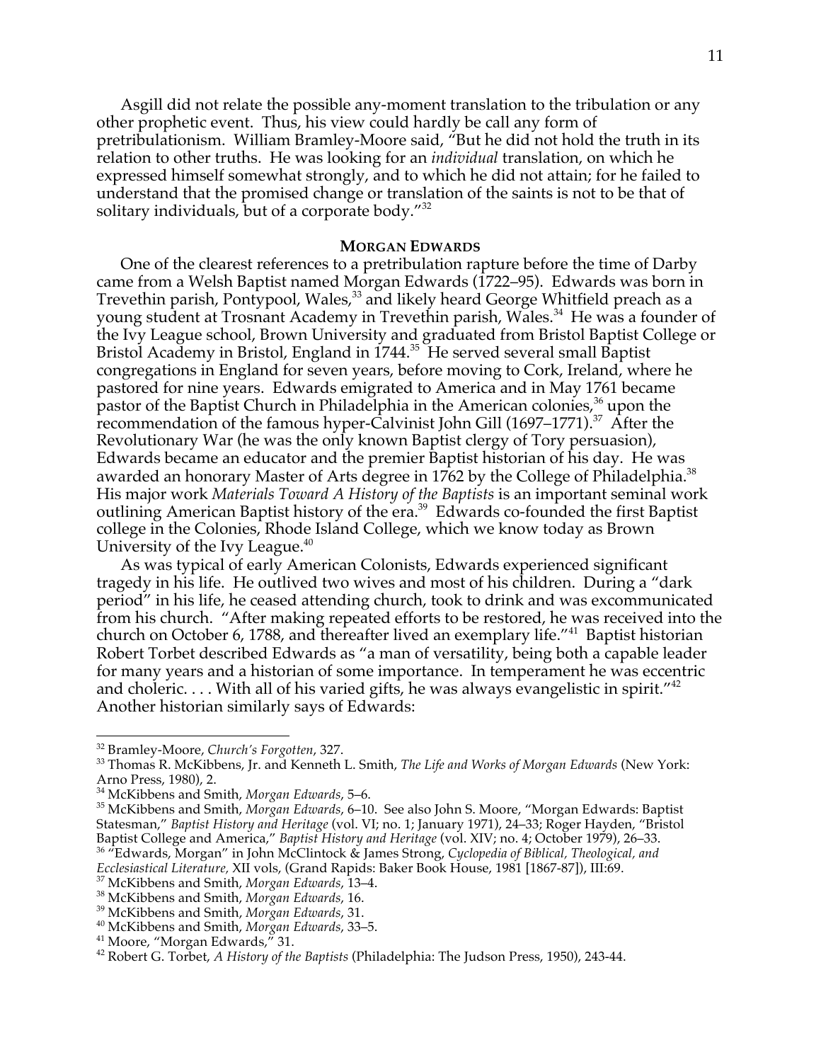Asgill did not relate the possible any-moment translation to the tribulation or any other prophetic event. Thus, his view could hardly be call any form of pretribulationism. William Bramley-Moore said, "But he did not hold the truth in its relation to other truths. He was looking for an *individual* translation, on which he expressed himself somewhat strongly, and to which he did not attain; for he failed to understand that the promised change or translation of the saints is not to be that of solitary individuals, but of a corporate body."[32]

## MORGAN EDWARDS

One of the clearest references to a pretribulation rapture before the time of Darby came from a Welsh Baptist named Morgan Edwards (1722–95). Edwards was born in Trevethin parish, Pontypool, Wales,[33] and likely heard George Whitfield preach as a young student at Trosnant Academy in Trevethin parish, Wales.[34] He was a founder of the Ivy League school, Brown University and graduated from Bristol Baptist College or Bristol Academy in Bristol, England in 1744.[35] He served several small Baptist congregations in England for seven years, before moving to Cork, Ireland, where he pastored for nine years. Edwards emigrated to America and in May 1761 became pastor of the Baptist Church in Philadelphia in the American colonies,[36] upon the recommendation of the famous hyper-Calvinist John Gill (1697–1771).[37] After the Revolutionary War (he was the only known Baptist clergy of Tory persuasion), Edwards became an educator and the premier Baptist historian of his day. He was awarded an honorary Master of Arts degree in 1762 by the College of Philadelphia.[38] His major work *Materials Toward A History of the Baptists* is an important seminal work outlining American Baptist history of the era.[39] Edwards co-founded the first Baptist college in the Colonies, Rhode Island College, which we know today as Brown University of the Ivy League.[40]

As was typical of early American Colonists, Edwards experienced significant tragedy in his life. He outlived two wives and most of his children. During a "dark period" in his life, he ceased attending church, took to drink and was excommunicated from his church. "After making repeated efforts to be restored, he was received into the church on October 6, 1788, and thereafter lived an exemplary life."[41] Baptist historian Robert Torbet described Edwards as "a man of versatility, being both a capable leader for many years and a historian of some importance. In temperament he was eccentric and choleric. . . . With all of his varied gifts, he was always evangelistic in spirit."[42] Another historian similarly says of Edwards:

---

[32] Bramley-Moore, *Church's Forgotten*, 327.

[33] Thomas R. McKibbens, Jr. and Kenneth L. Smith, *The Life and Works of Morgan Edwards* (New York: Arno Press, 1980), 2.

[34] McKibbens and Smith, *Morgan Edwards*, 5–6.

[35] McKibbens and Smith, *Morgan Edwards*, 6–10. See also John S. Moore, "Morgan Edwards: Baptist Statesman," *Baptist History and Heritage* (vol. VI; no. 1; January 1971), 24–33; Roger Hayden, "Bristol Baptist College and America," *Baptist History and Heritage* (vol. XIV; no. 4; October 1979), 26–33.

[36] "Edwards, Morgan" in John McClintock & James Strong, *Cyclopedia of Biblical, Theological, and Ecclesiastical Literature*, XII vols, (Grand Rapids: Baker Book House, 1981 [1867-87]), III:69.

[37] McKibbens and Smith, *Morgan Edwards*, 13–4.

[38] McKibbens and Smith, *Morgan Edwards*, 16.

[39] McKibbens and Smith, *Morgan Edwards*, 31.

[40] McKibbens and Smith, *Morgan Edwards*, 33–5.

[41] Moore, "Morgan Edwards," 31.

[42] Robert G. Torbet, *A History of the Baptists* (Philadelphia: The Judson Press, 1950), 243-44.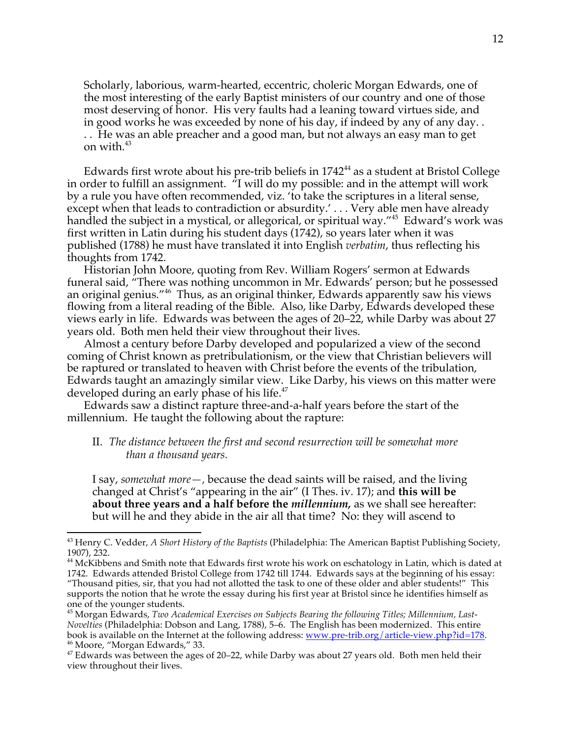> Scholarly, laborious, warm-hearted, eccentric, choleric Morgan Edwards, one of the most interesting of the early Baptist ministers of our country and one of those most deserving of honor. His very faults had a leaning toward virtues side, and in good works he was exceeded by none of his day, if indeed by any of any day. . . . He was an able preacher and a good man, but not always an easy man to get on with.[43]

Edwards first wrote about his pre-trib beliefs in 1742[44] as a student at Bristol College in order to fulfill an assignment. "I will do my possible: and in the attempt will work by a rule you have often recommended, viz. 'to take the scriptures in a literal sense, except when that leads to contradiction or absurdity.' . . . Very able men have already handled the subject in a mystical, or allegorical, or spiritual way."[45] Edward's work was first written in Latin during his student days (1742), so years later when it was published (1788) he must have translated it into English *verbatim*, thus reflecting his thoughts from 1742.

Historian John Moore, quoting from Rev. William Rogers' sermon at Edwards funeral said, "There was nothing uncommon in Mr. Edwards' person; but he possessed an original genius."[46] Thus, as an original thinker, Edwards apparently saw his views flowing from a literal reading of the Bible. Also, like Darby, Edwards developed these views early in life. Edwards was between the ages of 20–22, while Darby was about 27 years old. Both men held their view throughout their lives.

Almost a century before Darby developed and popularized a view of the second coming of Christ known as pretribulationism, or the view that Christian believers will be raptured or translated to heaven with Christ before the events of the tribulation, Edwards taught an amazingly similar view. Like Darby, his views on this matter were developed during an early phase of his life.[47]

Edwards saw a distinct rapture three-and-a-half years before the start of the millennium. He taught the following about the rapture:

> II. *The distance between the first and second resurrection will be somewhat more than a thousand years.*
>
> I say, *somewhat more*—, because the dead saints will be raised, and the living changed at Christ's "appearing in the air" (I Thes. iv. 17); and **this will be about three years and a half before the *millennium,*** as we shall see hereafter: but will he and they abide in the air all that time? No: they will ascend to

---

[43] Henry C. Vedder, *A Short History of the Baptists* (Philadelphia: The American Baptist Publishing Society, 1907), 232.

[44] McKibbens and Smith note that Edwards first wrote his work on eschatology in Latin, which is dated at 1742. Edwards attended Bristol College from 1742 till 1744. Edwards says at the beginning of his essay: "Thousand pities, sir, that you had not allotted the task to one of these older and abler students!" This supports the notion that he wrote the essay during his first year at Bristol since he identifies himself as one of the younger students.

[45] Morgan Edwards, *Two Academical Exercises on Subjects Bearing the following Titles; Millennium, Last-Novelties* (Philadelphia: Dobson and Lang, 1788), 5–6. The English has been modernized. This entire book is available on the Internet at the following address: www.pre-trib.org/article-view.php?id=178.

[46] Moore, "Morgan Edwards," 33.

[47] Edwards was between the ages of 20–22, while Darby was about 27 years old. Both men held their view throughout their lives.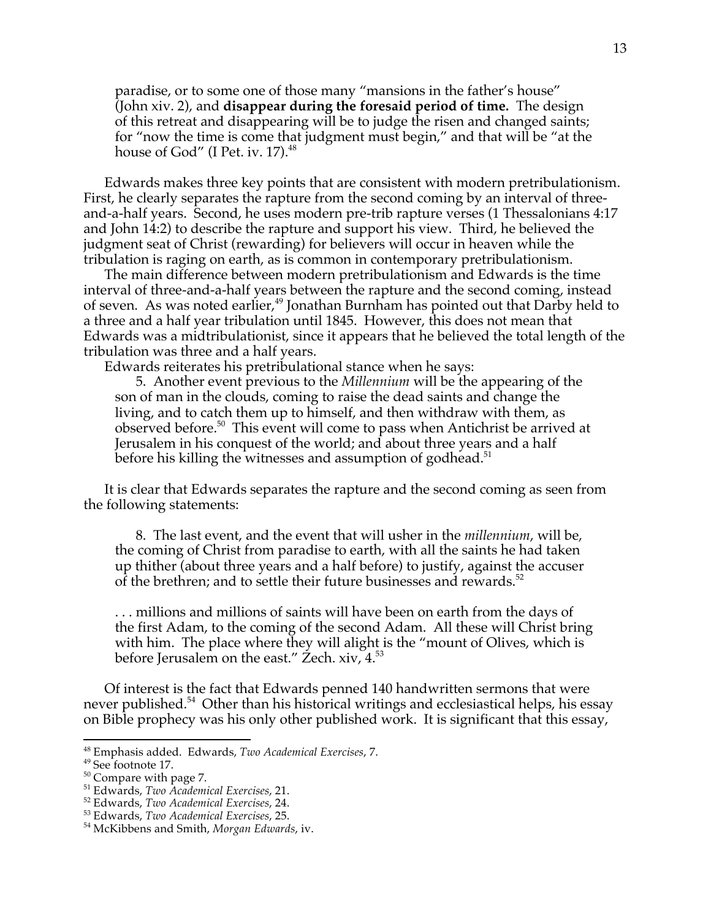> paradise, or to some one of those many "mansions in the father's house" (John xiv. 2), and **disappear during the foresaid period of time.** The design of this retreat and disappearing will be to judge the risen and changed saints; for "now the time is come that judgment must begin," and that will be "at the house of God" (I Pet. iv. 17).[48]

Edwards makes three key points that are consistent with modern pretribulationism. First, he clearly separates the rapture from the second coming by an interval of three-and-a-half years. Second, he uses modern pre-trib rapture verses (1 Thessalonians 4:17 and John 14:2) to describe the rapture and support his view. Third, he believed the judgment seat of Christ (rewarding) for believers will occur in heaven while the tribulation is raging on earth, as is common in contemporary pretribulationism.

The main difference between modern pretribulationism and Edwards is the time interval of three-and-a-half years between the rapture and the second coming, instead of seven. As was noted earlier,[49] Jonathan Burnham has pointed out that Darby held to a three and a half year tribulation until 1845. However, this does not mean that Edwards was a midtribulationist, since it appears that he believed the total length of the tribulation was three and a half years.

Edwards reiterates his pretribulational stance when he says:

> 5. Another event previous to the *Millennium* will be the appearing of the son of man in the clouds, coming to raise the dead saints and change the living, and to catch them up to himself, and then withdraw with them, as observed before.[50] This event will come to pass when Antichrist be arrived at Jerusalem in his conquest of the world; and about three years and a half before his killing the witnesses and assumption of godhead.[51]

It is clear that Edwards separates the rapture and the second coming as seen from the following statements:

> 8. The last event, and the event that will usher in the *millennium*, will be, the coming of Christ from paradise to earth, with all the saints he had taken up thither (about three years and a half before) to justify, against the accuser of the brethren; and to settle their future businesses and rewards.[52]

> . . . millions and millions of saints will have been on earth from the days of the first Adam, to the coming of the second Adam. All these will Christ bring with him. The place where they will alight is the "mount of Olives, which is before Jerusalem on the east." Zech. xiv, 4.[53]

Of interest is the fact that Edwards penned 140 handwritten sermons that were never published.[54] Other than his historical writings and ecclesiastical helps, his essay on Bible prophecy was his only other published work. It is significant that this essay,

---

[48] Emphasis added. Edwards, *Two Academical Exercises*, 7.

[49] See footnote 17.

[50] Compare with page 7.

[51] Edwards, *Two Academical Exercises*, 21.

[52] Edwards, *Two Academical Exercises*, 24.

[53] Edwards, *Two Academical Exercises*, 25.

[54] McKibbens and Smith, *Morgan Edwards*, iv.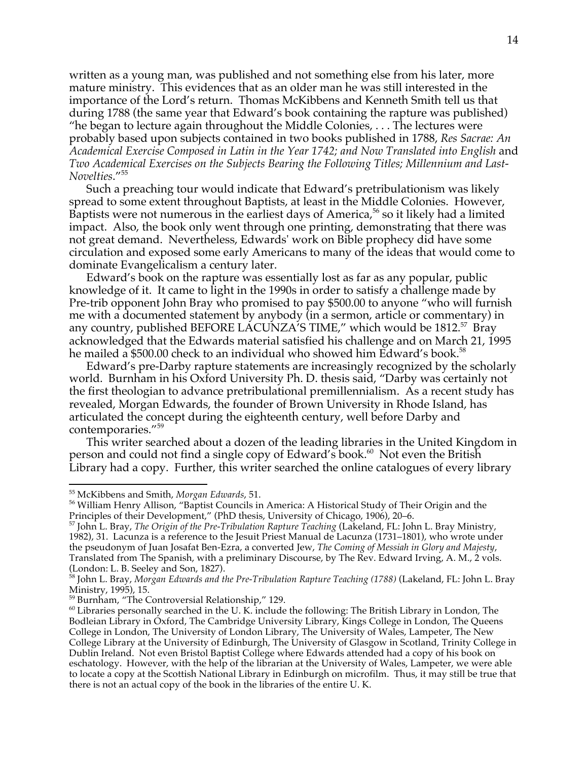written as a young man, was published and not something else from his later, more mature ministry. This evidences that as an older man he was still interested in the importance of the Lord's return. Thomas McKibbens and Kenneth Smith tell us that during 1788 (the same year that Edward's book containing the rapture was published) "he began to lecture again throughout the Middle Colonies, . . . The lectures were probably based upon subjects contained in two books published in 1788, *Res Sacrae: An Academical Exercise Composed in Latin in the Year 1742; and Now Translated into English* and *Two Academical Exercises on the Subjects Bearing the Following Titles; Millennium and Last-Novelties*."[55]

Such a preaching tour would indicate that Edward's pretribulationism was likely spread to some extent throughout Baptists, at least in the Middle Colonies. However, Baptists were not numerous in the earliest days of America,[56] so it likely had a limited impact. Also, the book only went through one printing, demonstrating that there was not great demand. Nevertheless, Edwards' work on Bible prophecy did have some circulation and exposed some early Americans to many of the ideas that would come to dominate Evangelicalism a century later.

Edward's book on the rapture was essentially lost as far as any popular, public knowledge of it. It came to light in the 1990s in order to satisfy a challenge made by Pre-trib opponent John Bray who promised to pay $500.00 to anyone "who will furnish me with a documented statement by anybody (in a sermon, article or commentary) in any country, published BEFORE LACUNZA'S TIME," which would be 1812.[57] Bray acknowledged that the Edwards material satisfied his challenge and on March 21, 1995 he mailed a $500.00 check to an individual who showed him Edward's book.[58]

Edward's pre-Darby rapture statements are increasingly recognized by the scholarly world. Burnham in his Oxford University Ph. D. thesis said, "Darby was certainly not the first theologian to advance pretribulational premillennialism. As a recent study has revealed, Morgan Edwards, the founder of Brown University in Rhode Island, has articulated the concept during the eighteenth century, well before Darby and contemporaries."[59]

This writer searched about a dozen of the leading libraries in the United Kingdom in person and could not find a single copy of Edward's book.[60] Not even the British Library had a copy. Further, this writer searched the online catalogues of every library

---

[55] McKibbens and Smith, *Morgan Edwards*, 51.

[56] William Henry Allison, "Baptist Councils in America: A Historical Study of Their Origin and the Principles of their Development," (PhD thesis, University of Chicago, 1906), 20–6.

[57] John L. Bray, *The Origin of the Pre-Tribulation Rapture Teaching* (Lakeland, FL: John L. Bray Ministry, 1982), 31. Lacunza is a reference to the Jesuit Priest Manual de Lacunza (1731–1801), who wrote under the pseudonym of Juan Josafat Ben-Ezra, a converted Jew, *The Coming of Messiah in Glory and Majesty*, Translated from The Spanish, with a preliminary Discourse, by The Rev. Edward Irving, A. M., 2 vols. (London: L. B. Seeley and Son, 1827).

[58] John L. Bray, *Morgan Edwards and the Pre-Tribulation Rapture Teaching (1788)* (Lakeland, FL: John L. Bray Ministry, 1995), 15.

[59] Burnham, "The Controversial Relationship," 129.

[60] Libraries personally searched in the U. K. include the following: The British Library in London, The Bodleian Library in Oxford, The Cambridge University Library, Kings College in London, The Queens College in London, The University of London Library, The University of Wales, Lampeter, The New College Library at the University of Edinburgh, The University of Glasgow in Scotland, Trinity College in Dublin Ireland. Not even Bristol Baptist College where Edwards attended had a copy of his book on eschatology. However, with the help of the librarian at the University of Wales, Lampeter, we were able to locate a copy at the Scottish National Library in Edinburgh on microfilm. Thus, it may still be true that there is not an actual copy of the book in the libraries of the entire U. K.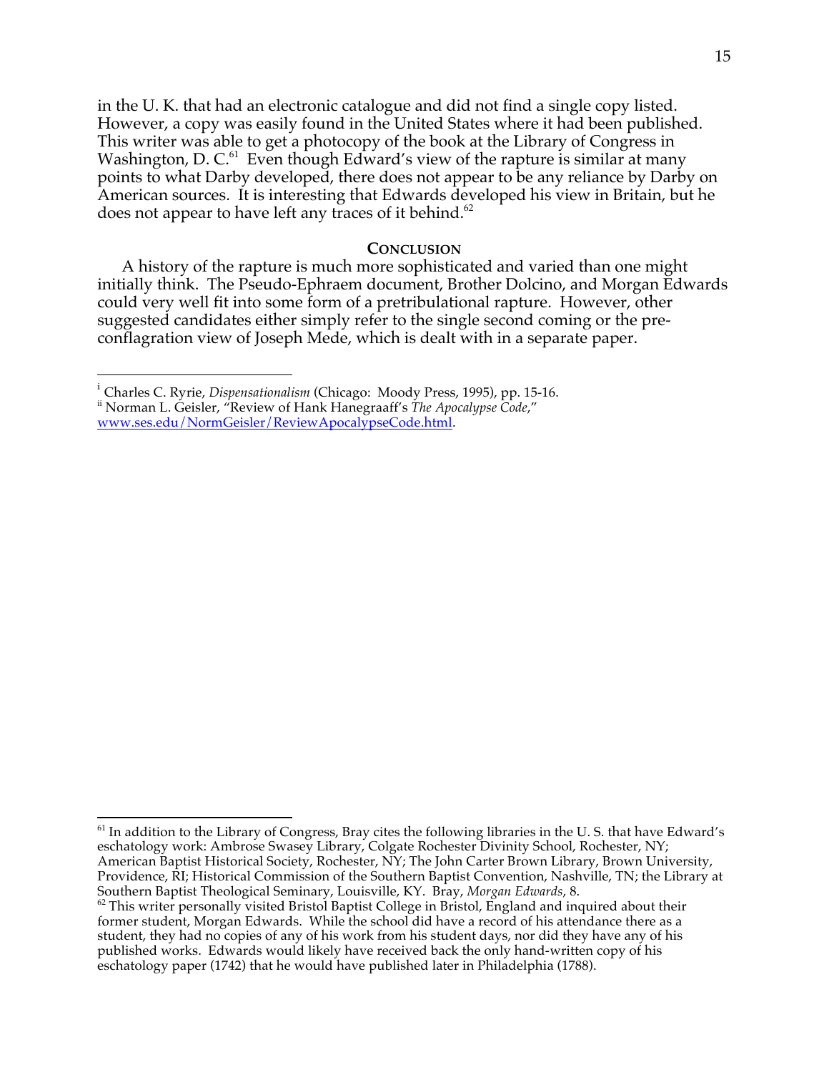in the U. K. that had an electronic catalogue and did not find a single copy listed. However, a copy was easily found in the United States where it had been published. This writer was able to get a photocopy of the book at the Library of Congress in Washington, D. C.[61] Even though Edward's view of the rapture is similar at many points to what Darby developed, there does not appear to be any reliance by Darby on American sources. It is interesting that Edwards developed his view in Britain, but he does not appear to have left any traces of it behind.[62]

## CONCLUSION

A history of the rapture is much more sophisticated and varied than one might initially think. The Pseudo-Ephraem document, Brother Dolcino, and Morgan Edwards could very well fit into some form of a pretribulational rapture. However, other suggested candidates either simply refer to the single second coming or the pre-conflagration view of Joseph Mede, which is dealt with in a separate paper.

---

[i] Charles C. Ryrie, *Dispensationalism* (Chicago: Moody Press, 1995), pp. 15-16.

[ii] Norman L. Geisler, "Review of Hank Hanegraaff's *The Apocalypse Code*," www.ses.edu/NormGeisler/ReviewApocalypseCode.html.

---

[61] In addition to the Library of Congress, Bray cites the following libraries in the U. S. that have Edward's eschatology work: Ambrose Swasey Library, Colgate Rochester Divinity School, Rochester, NY; American Baptist Historical Society, Rochester, NY; The John Carter Brown Library, Brown University, Providence, RI; Historical Commission of the Southern Baptist Convention, Nashville, TN; the Library at Southern Baptist Theological Seminary, Louisville, KY. Bray, *Morgan Edwards*, 8.

[62] This writer personally visited Bristol Baptist College in Bristol, England and inquired about their former student, Morgan Edwards. While the school did have a record of his attendance there as a student, they had no copies of any of his work from his student days, nor did they have any of his published works. Edwards would likely have received back the only hand-written copy of his eschatology paper (1742) that he would have published later in Philadelphia (1788).